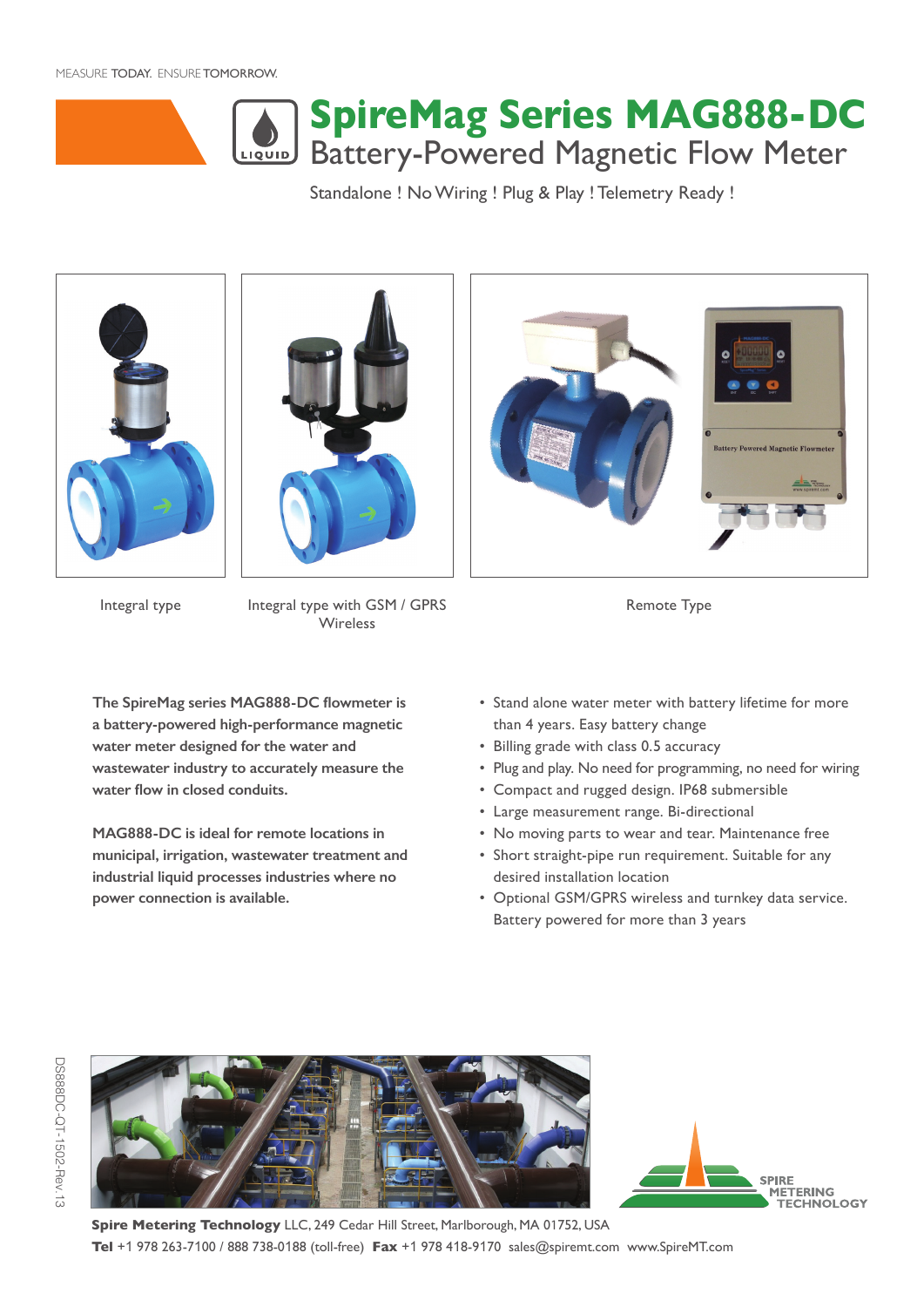MEASURE TODAY. ENSURE TOMORROW.

# SpireMag Series MAG888-DC

## Battery-Powered Magnetic Flow Meter

Standalone ! No Wiring ! Plug & Play ! Telemetry Ready !

Integral type

Integral type with GSM / GPRS Wireless

Remote Type

**The SpireMag series MAG888-DC flowmeter is a battery-powered high-performance magnetic water meter designed for the water and wastewater industry to accurately measure the water flow in closed conduits.**

**MAG888-DC is ideal for remote locations in municipal, irrigation, wastewater treatment and industrial liquid processes industries where no power connection is available.**

- Stand alone water meter with battery lifetime for more than 4 years. Easy battery change
- Billing grade with class 0.5 accuracy
- Plug and play. No need for programming, no need for wiring
- Compact and rugged design. IP68 submersible
- Large measurement range. Bi-directional
- No moving parts to wear and tear. Maintenance free
- Short straight-pipe run requirement. Suitable for any desired installation location
- Optional GSM/GPRS wireless and turnkey data service. Battery powered for more than 3 years

DS888DC-QT-1502-Rev.13

**Spire Metering Technology** LLC, 249 Cedar Hill Street, Marlborough, MA 01752, USA
**Tel** +1 978 263-7100 / 888 738-0188 (toll-free) **Fax** +1 978 418-9170 sales@spiremt.com www.SpireMT.com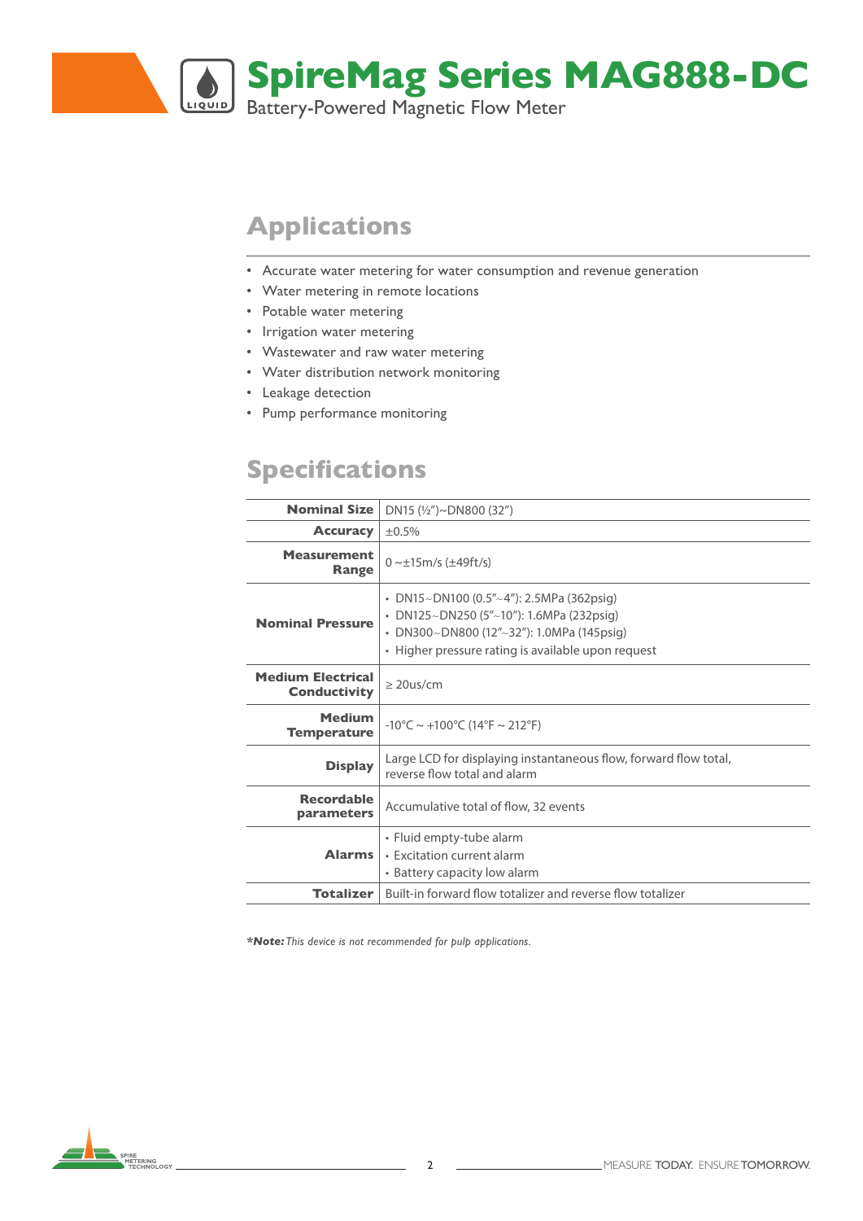# SpireMag Series MAG888-DC

Battery-Powered Magnetic Flow Meter

## Applications

- Accurate water metering for water consumption and revenue generation
- Water metering in remote locations
- Potable water metering
- Irrigation water metering
- Wastewater and raw water metering
- Water distribution network monitoring
- Leakage detection
- Pump performance monitoring

## Specifications

| | |
|---|---|
| **Nominal Size** | DN15 (½")~DN800 (32") |
| **Accuracy** | ±0.5% |
| **Measurement Range** | 0 ~±15m/s (±49ft/s) |
| **Nominal Pressure** | • DN15~DN100 (0.5"~4"): 2.5MPa (362psig)<br>• DN125~DN250 (5"~10"): 1.6MPa (232psig)<br>• DN300~DN800 (12"~32"): 1.0MPa (145psig)<br>• Higher pressure rating is available upon request |
| **Medium Electrical Conductivity** | ≥ 20us/cm |
| **Medium Temperature** | -10°C ~ +100°C (14°F ~ 212°F) |
| **Display** | Large LCD for displaying instantaneous flow, forward flow total, reverse flow total and alarm |
| **Recordable parameters** | Accumulative total of flow, 32 events |
| **Alarms** | • Fluid empty-tube alarm<br>• Excitation current alarm<br>• Battery capacity low alarm |
| **Totalizer** | Built-in forward flow totalizer and reverse flow totalizer |

***Note:** *This device is not recommended for pulp applications.*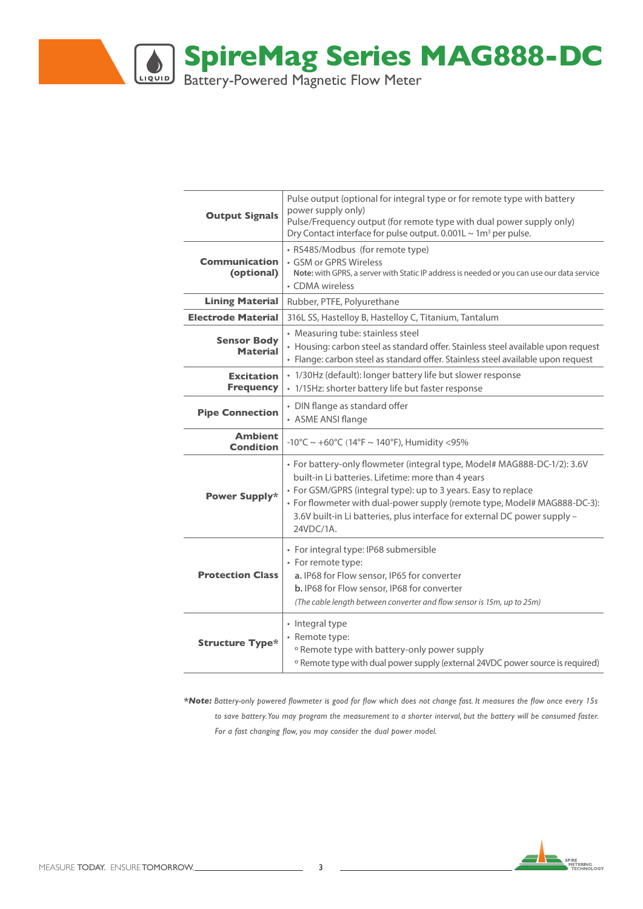# SpireMag Series MAG888-DC

Battery-Powered Magnetic Flow Meter

| | |
|---|---|
| **Output Signals** | Pulse output (optional for integral type or for remote type with battery power supply only)<br>Pulse/Frequency output (for remote type with dual power supply only)<br>Dry Contact interface for pulse output. 0.001L ~ 1m³ per pulse. |
| **Communication (optional)** | • RS485/Modbus (for remote type)<br>• GSM or GPRS Wireless<br>**Note:** with GPRS, a server with Static IP address is needed or you can use our data service<br>• CDMA wireless |
| **Lining Material** | Rubber, PTFE, Polyurethane |
| **Electrode Material** | 316L SS, Hastelloy B, Hastelloy C, Titanium, Tantalum |
| **Sensor Body Material** | • Measuring tube: stainless steel<br>• Housing: carbon steel as standard offer. Stainless steel available upon request<br>• Flange: carbon steel as standard offer. Stainless steel available upon request |
| **Excitation Frequency** | • 1/30Hz (default): longer battery life but slower response<br>• 1/15Hz: shorter battery life but faster response |
| **Pipe Connection** | • DIN flange as standard offer<br>• ASME ANSI flange |
| **Ambient Condition** | -10°C ~ +60°C (14°F ~ 140°F), Humidity <95% |
| **Power Supply*** | • For battery-only flowmeter (integral type, Model# MAG888-DC-1/2): 3.6V built-in Li batteries. Lifetime: more than 4 years<br>• For GSM/GPRS (integral type): up to 3 years. Easy to replace<br>• For flowmeter with dual-power supply (remote type, Model# MAG888-DC-3): 3.6V built-in Li batteries, plus interface for external DC power supply – 24VDC/1A. |
| **Protection Class** | • For integral type: IP68 submersible<br>• For remote type:<br>**a.** IP68 for Flow sensor, IP65 for converter<br>**b.** IP68 for Flow sensor, IP68 for converter<br>*(The cable length between converter and flow sensor is 15m, up to 25m)* |
| **Structure Type*** | • Integral type<br>• Remote type:<br>º Remote type with battery-only power supply<br>º Remote type with dual power supply (external 24VDC power source is required) |

***Note:** *Battery-only powered flowmeter is good for flow which does not change fast. It measures the flow once every 15s to save battery. You may program the measurement to a shorter interval, but the battery will be consumed faster. For a fast changing flow, you may consider the dual power model.*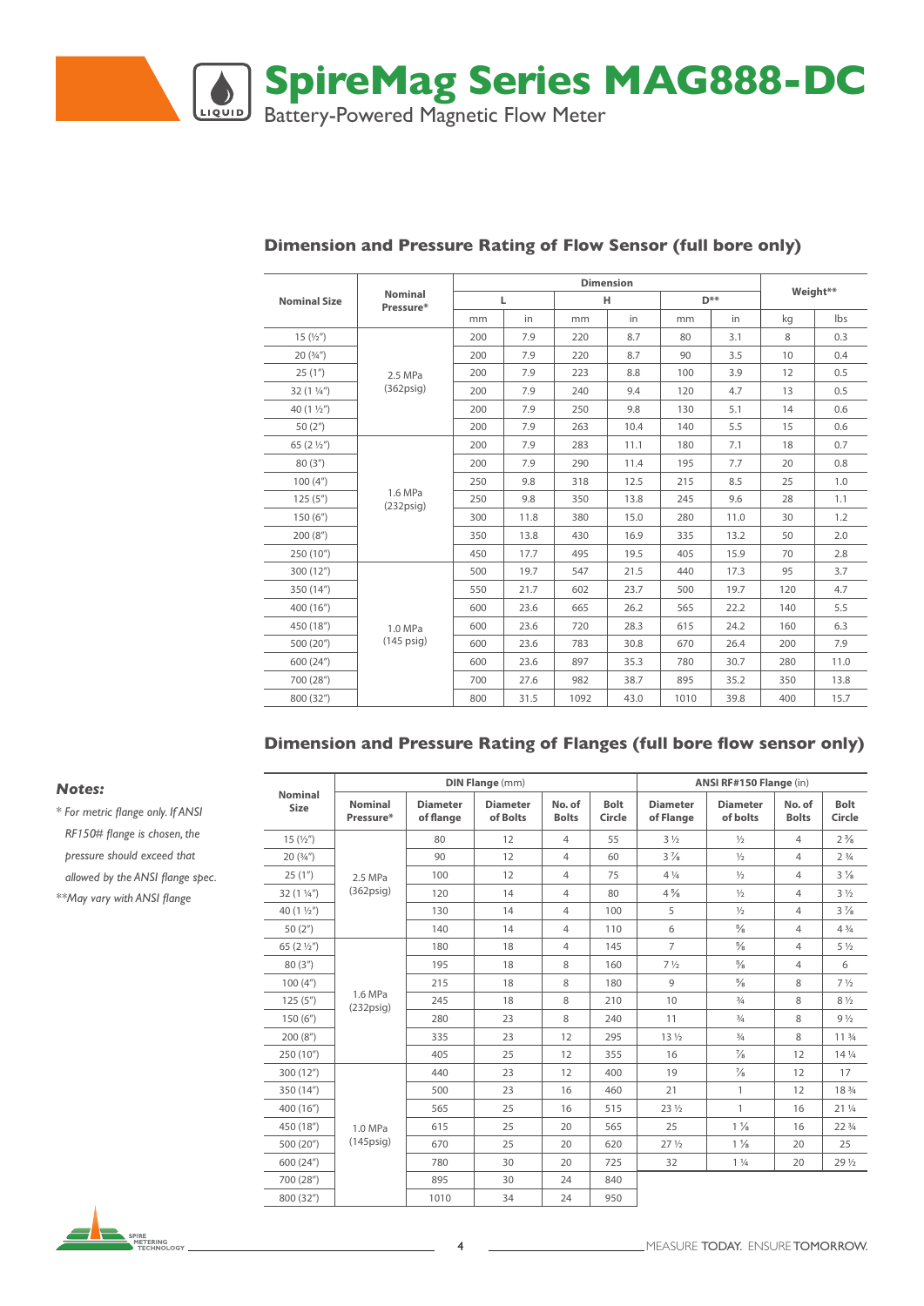# SpireMag Series MAG888-DC

Battery-Powered Magnetic Flow Meter

## Dimension and Pressure Rating of Flow Sensor (full bore only)

| Nominal Size | Nominal Pressure* | Dimension | | | | | | Weight** | |
|---|---|---|---|---|---|---|---|---|---|
| | | L | | H | | D** | | | |
| | | mm | in | mm | in | mm | in | kg | lbs |
| 15 (½") | 2.5 MPa (362psig) | 200 | 7.9 | 220 | 8.7 | 80 | 3.1 | 8 | 0.3 |
| 20 (¾") | | 200 | 7.9 | 220 | 8.7 | 90 | 3.5 | 10 | 0.4 |
| 25 (1") | | 200 | 7.9 | 223 | 8.8 | 100 | 3.9 | 12 | 0.5 |
| 32 (1 ¼") | | 200 | 7.9 | 240 | 9.4 | 120 | 4.7 | 13 | 0.5 |
| 40 (1 ½") | | 200 | 7.9 | 250 | 9.8 | 130 | 5.1 | 14 | 0.6 |
| 50 (2") | | 200 | 7.9 | 263 | 10.4 | 140 | 5.5 | 15 | 0.6 |
| 65 (2 ½") | 1.6 MPa (232psig) | 200 | 7.9 | 283 | 11.1 | 180 | 7.1 | 18 | 0.7 |
| 80 (3") | | 200 | 7.9 | 290 | 11.4 | 195 | 7.7 | 20 | 0.8 |
| 100 (4") | | 250 | 9.8 | 318 | 12.5 | 215 | 8.5 | 25 | 1.0 |
| 125 (5") | | 250 | 9.8 | 350 | 13.8 | 245 | 9.6 | 28 | 1.1 |
| 150 (6") | | 300 | 11.8 | 380 | 15.0 | 280 | 11.0 | 30 | 1.2 |
| 200 (8") | | 350 | 13.8 | 430 | 16.9 | 335 | 13.2 | 50 | 2.0 |
| 250 (10") | | 450 | 17.7 | 495 | 19.5 | 405 | 15.9 | 70 | 2.8 |
| 300 (12") | 1.0 MPa (145 psig) | 500 | 19.7 | 547 | 21.5 | 440 | 17.3 | 95 | 3.7 |
| 350 (14") | | 550 | 21.7 | 602 | 23.7 | 500 | 19.7 | 120 | 4.7 |
| 400 (16") | | 600 | 23.6 | 665 | 26.2 | 565 | 22.2 | 140 | 5.5 |
| 450 (18") | | 600 | 23.6 | 720 | 28.3 | 615 | 24.2 | 160 | 6.3 |
| 500 (20") | | 600 | 23.6 | 783 | 30.8 | 670 | 26.4 | 200 | 7.9 |
| 600 (24") | | 600 | 23.6 | 897 | 35.3 | 780 | 30.7 | 280 | 11.0 |
| 700 (28") | | 700 | 27.6 | 982 | 38.7 | 895 | 35.2 | 350 | 13.8 |
| 800 (32") | | 800 | 31.5 | 1092 | 43.0 | 1010 | 39.8 | 400 | 15.7 |

## Dimension and Pressure Rating of Flanges (full bore flow sensor only)

| Nominal Size | DIN Flange (mm) | | | | | ANSI RF#150 Flange (in) | | | |
|---|---|---|---|---|---|---|---|---|---|
| | Nominal Pressure* | Diameter of flange | Diameter of Bolts | No. of Bolts | Bolt Circle | Diameter of Flange | Diameter of bolts | No. of Bolts | Bolt Circle |
| 15 (½") | 2.5 MPa (362psig) | 80 | 12 | 4 | 55 | 3 ½ | ½ | 4 | 2 ⅜ |
| 20 (¾") | | 90 | 12 | 4 | 60 | 3 ⅞ | ½ | 4 | 2 ¾ |
| 25 (1") | | 100 | 12 | 4 | 75 | 4 ¼ | ½ | 4 | 3 ⅛ |
| 32 (1 ¼") | | 120 | 14 | 4 | 80 | 4 ⅝ | ½ | 4 | 3 ½ |
| 40 (1 ½") | | 130 | 14 | 4 | 100 | 5 | ½ | 4 | 3 ⅞ |
| 50 (2") | | 140 | 14 | 4 | 110 | 6 | ⅝ | 4 | 4 ¾ |
| 65 (2 ½") | 1.6 MPa (232psig) | 180 | 18 | 4 | 145 | 7 | ⅝ | 4 | 5 ½ |
| 80 (3") | | 195 | 18 | 8 | 160 | 7 ½ | ⅝ | 4 | 6 |
| 100 (4") | | 215 | 18 | 8 | 180 | 9 | ⅝ | 8 | 7 ½ |
| 125 (5") | | 245 | 18 | 8 | 210 | 10 | ¾ | 8 | 8 ½ |
| 150 (6") | | 280 | 23 | 8 | 240 | 11 | ¾ | 8 | 9 ½ |
| 200 (8") | | 335 | 23 | 12 | 295 | 13 ½ | ¾ | 8 | 11 ¾ |
| 250 (10") | | 405 | 25 | 12 | 355 | 16 | ⅞ | 12 | 14 ¼ |
| 300 (12") | 1.0 MPa (145psig) | 440 | 23 | 12 | 400 | 19 | ⅞ | 12 | 17 |
| 350 (14") | | 500 | 23 | 16 | 460 | 21 | 1 | 12 | 18 ¾ |
| 400 (16") | | 565 | 25 | 16 | 515 | 23 ½ | 1 | 16 | 21 ¼ |
| 450 (18") | | 615 | 25 | 20 | 565 | 25 | 1 ⅛ | 16 | 22 ¾ |
| 500 (20") | | 670 | 25 | 20 | 620 | 27 ½ | 1 ⅛ | 20 | 25 |
| 600 (24") | | 780 | 30 | 20 | 725 | 32 | 1 ¼ | 20 | 29 ½ |
| 700 (28") | | 895 | 30 | 24 | 840 | | | | |
| 800 (32") | | 1010 | 34 | 24 | 950 | | | | |

***Notes:***

*\* For metric flange only. If ANSI RF150# flange is chosen, the pressure should exceed that allowed by the ANSI flange spec.*

*\*\*May vary with ANSI flange*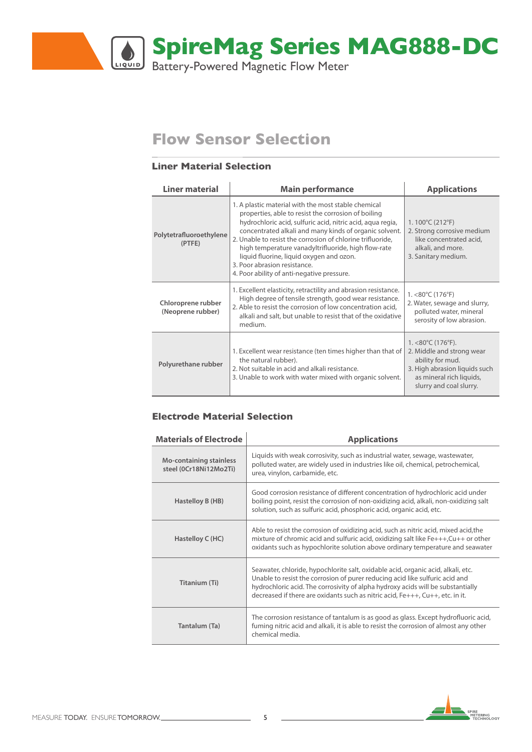## Flow Sensor Selection

### Liner Material Selection

| Liner material | Main performance | Applications |
|---|---|---|
| Polytetrafluoroethylene (PTFE) | 1. A plastic material with the most stable chemical properties, able to resist the corrosion of boiling hydrochloric acid, sulfuric acid, nitric acid, aqua regia, concentrated alkali and many kinds of organic solvent.<br>2. Unable to resist the corrosion of chlorine trifluoride, high temperature vanadyltrifluoride, high flow-rate liquid fluorine, liquid oxygen and ozon.<br>3. Poor abrasion resistance.<br>4. Poor ability of anti-negative pressure. | 1. 100°C (212°F)<br>2. Strong corrosive medium like concentrated acid, alkali, and more.<br>3. Sanitary medium. |
| Chloroprene rubber (Neoprene rubber) | 1. Excellent elasticity, retractility and abrasion resistance. High degree of tensile strength, good wear resistance.<br>2. Able to resist the corrosion of low concentration acid, alkali and salt, but unable to resist that of the oxidative medium. | 1. <80°C (176°F)<br>2. Water, sewage and slurry, polluted water, mineral serosity of low abrasion. |
| Polyurethane rubber | 1. Excellent wear resistance (ten times higher than that of the natural rubber).<br>2. Not suitable in acid and alkali resistance.<br>3. Unable to work with water mixed with organic solvent. | 1. <80°C (176°F).<br>2. Middle and strong wear ability for mud.<br>3. High abrasion liquids such as mineral rich liquids, slurry and coal slurry. |

### Electrode Material Selection

| Materials of Electrode | Applications |
|---|---|
| Mo-containing stainless steel (0Cr18Ni12Mo2Ti) | Liquids with weak corrosivity, such as industrial water, sewage, wastewater, polluted water, are widely used in industries like oil, chemical, petrochemical, urea, vinylon, carbamide, etc. |
| Hastelloy B (HB) | Good corrosion resistance of different concentration of hydrochloric acid under boiling point, resist the corrosion of non-oxidizing acid, alkali, non-oxidizing salt solution, such as sulfuric acid, phosphoric acid, organic acid, etc. |
| Hastelloy C (HC) | Able to resist the corrosion of oxidizing acid, such as nitric acid, mixed acid,the mixture of chromic acid and sulfuric acid, oxidizing salt like Fe+++,Cu++ or other oxidants such as hypochlorite solution above ordinary temperature and seawater |
| Titanium (Ti) | Seawater, chloride, hypochlorite salt, oxidable acid, organic acid, alkali, etc. Unable to resist the corrosion of purer reducing acid like sulfuric acid and hydrochloric acid. The corrosivity of alpha hydroxy acids will be substantially decreased if there are oxidants such as nitric acid, Fe+++, Cu++, etc. in it. |
| Tantalum (Ta) | The corrosion resistance of tantalum is as good as glass. Except hydrofluoric acid, fuming nitric acid and alkali, it is able to resist the corrosion of almost any other chemical media. |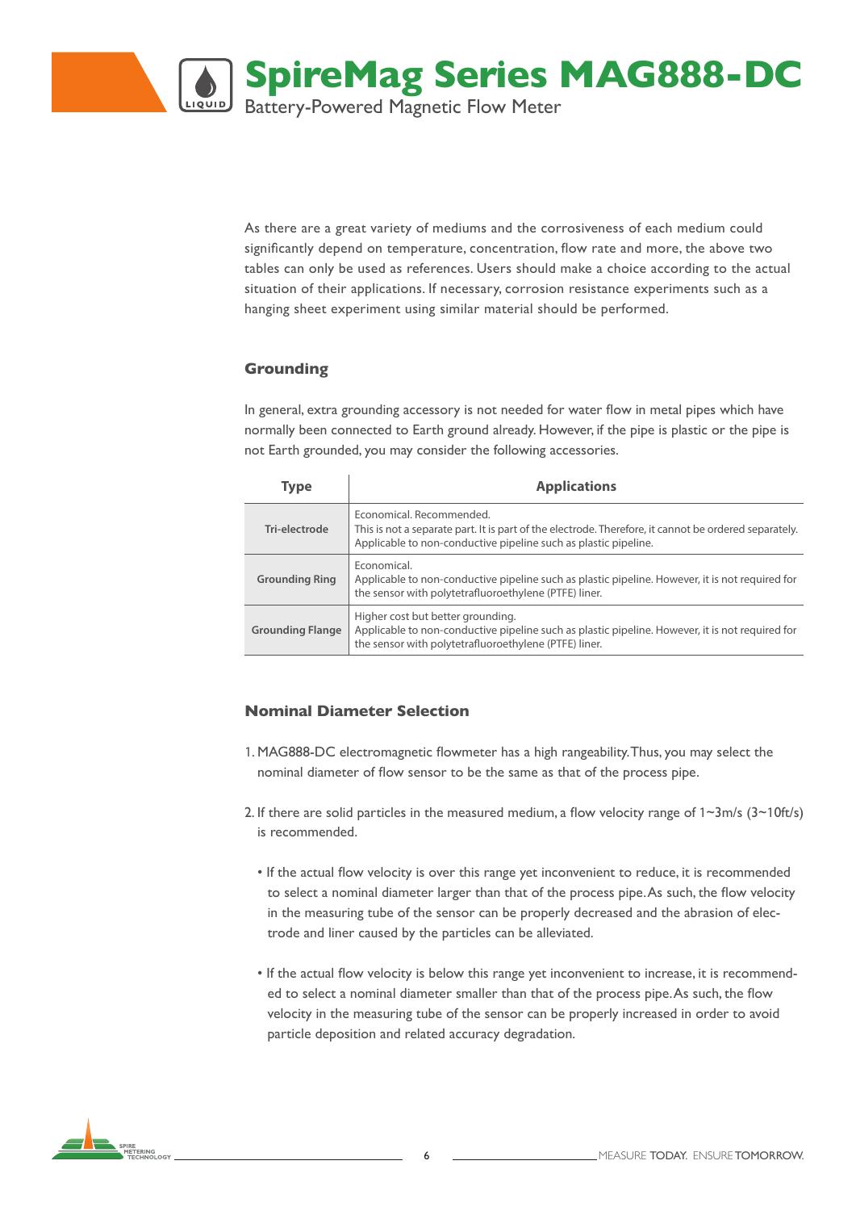As there are a great variety of mediums and the corrosiveness of each medium could significantly depend on temperature, concentration, flow rate and more, the above two tables can only be used as references. Users should make a choice according to the actual situation of their applications. If necessary, corrosion resistance experiments such as a hanging sheet experiment using similar material should be performed.

## Grounding

In general, extra grounding accessory is not needed for water flow in metal pipes which have normally been connected to Earth ground already. However, if the pipe is plastic or the pipe is not Earth grounded, you may consider the following accessories.

| Type | Applications |
|---|---|
| Tri-electrode | Economical. Recommended.<br>This is not a separate part. It is part of the electrode. Therefore, it cannot be ordered separately.<br>Applicable to non-conductive pipeline such as plastic pipeline. |
| Grounding Ring | Economical.<br>Applicable to non-conductive pipeline such as plastic pipeline. However, it is not required for the sensor with polytetrafluoroethylene (PTFE) liner. |
| Grounding Flange | Higher cost but better grounding.<br>Applicable to non-conductive pipeline such as plastic pipeline. However, it is not required for the sensor with polytetrafluoroethylene (PTFE) liner. |

## Nominal Diameter Selection

1. MAG888-DC electromagnetic flowmeter has a high rangeability. Thus, you may select the nominal diameter of flow sensor to be the same as that of the process pipe.

2. If there are solid particles in the measured medium, a flow velocity range of 1~3m/s (3~10ft/s) is recommended.

   - If the actual flow velocity is over this range yet inconvenient to reduce, it is recommended to select a nominal diameter larger than that of the process pipe. As such, the flow velocity in the measuring tube of the sensor can be properly decreased and the abrasion of electrode and liner caused by the particles can be alleviated.

   - If the actual flow velocity is below this range yet inconvenient to increase, it is recommended to select a nominal diameter smaller than that of the process pipe. As such, the flow velocity in the measuring tube of the sensor can be properly increased in order to avoid particle deposition and related accuracy degradation.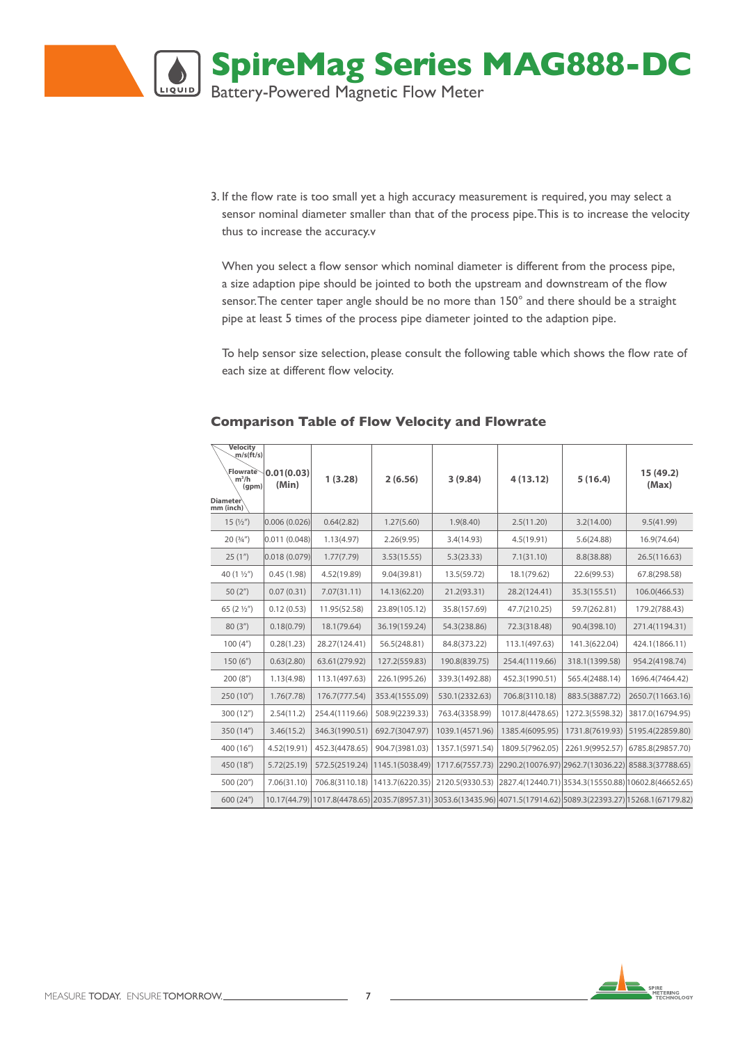# SpireMag Series MAG888-DC

Battery-Powered Magnetic Flow Meter

3. If the flow rate is too small yet a high accuracy measurement is required, you may select a sensor nominal diameter smaller than that of the process pipe. This is to increase the velocity thus to increase the accuracy.v

   When you select a flow sensor which nominal diameter is different from the process pipe, a size adaption pipe should be jointed to both the upstream and downstream of the flow sensor. The center taper angle should be no more than 150° and there should be a straight pipe at least 5 times of the process pipe diameter jointed to the adaption pipe.

   To help sensor size selection, please consult the following table which shows the flow rate of each size at different flow velocity.

## Comparison Table of Flow Velocity and Flowrate

| Velocity m/s(ft/s) / Flowrate $m^3/h$ (gpm) / Diameter mm (inch) | 0.01(0.03) (Min) | 1 (3.28) | 2 (6.56) | 3 (9.84) | 4 (13.12) | 5 (16.4) | 15 (49.2) (Max) |
|---|---|---|---|---|---|---|---|
| 15 (½") | 0.006 (0.026) | 0.64(2.82) | 1.27(5.60) | 1.9(8.40) | 2.5(11.20) | 3.2(14.00) | 9.5(41.99) |
| 20 (¾") | 0.011 (0.048) | 1.13(4.97) | 2.26(9.95) | 3.4(14.93) | 4.5(19.91) | 5.6(24.88) | 16.9(74.64) |
| 25 (1") | 0.018 (0.079) | 1.77(7.79) | 3.53(15.55) | 5.3(23.33) | 7.1(31.10) | 8.8(38.88) | 26.5(116.63) |
| 40 (1 ½") | 0.45 (1.98) | 4.52(19.89) | 9.04(39.81) | 13.5(59.72) | 18.1(79.62) | 22.6(99.53) | 67.8(298.58) |
| 50 (2") | 0.07 (0.31) | 7.07(31.11) | 14.13(62.20) | 21.2(93.31) | 28.2(124.41) | 35.3(155.51) | 106.0(466.53) |
| 65 (2 ½") | 0.12 (0.53) | 11.95(52.58) | 23.89(105.12) | 35.8(157.69) | 47.7(210.25) | 59.7(262.81) | 179.2(788.43) |
| 80 (3") | 0.18(0.79) | 18.1(79.64) | 36.19(159.24) | 54.3(238.86) | 72.3(318.48) | 90.4(398.10) | 271.4(1194.31) |
| 100 (4") | 0.28(1.23) | 28.27(124.41) | 56.5(248.81) | 84.8(373.22) | 113.1(497.63) | 141.3(622.04) | 424.1(1866.11) |
| 150 (6") | 0.63(2.80) | 63.61(279.92) | 127.2(559.83) | 190.8(839.75) | 254.4(1119.66) | 318.1(1399.58) | 954.2(4198.74) |
| 200 (8") | 1.13(4.98) | 113.1(497.63) | 226.1(995.26) | 339.3(1492.88) | 452.3(1990.51) | 565.4(2488.14) | 1696.4(7464.42) |
| 250 (10") | 1.76(7.78) | 176.7(777.54) | 353.4(1555.09) | 530.1(2332.63) | 706.8(3110.18) | 883.5(3887.72) | 2650.7(11663.16) |
| 300 (12") | 2.54(11.2) | 254.4(1119.66) | 508.9(2239.33) | 763.4(3358.99) | 1017.8(4478.65) | 1272.3(5598.32) | 3817.0(16794.95) |
| 350 (14") | 3.46(15.2) | 346.3(1990.51) | 692.7(3047.97) | 1039.1(4571.96) | 1385.4(6095.95) | 1731.8(7619.93) | 5195.4(22859.80) |
| 400 (16") | 4.52(19.91) | 452.3(4478.65) | 904.7(3981.03) | 1357.1(5971.54) | 1809.5(7962.05) | 2261.9(9952.57) | 6785.8(29857.70) |
| 450 (18") | 5.72(25.19) | 572.5(2519.24) | 1145.1(5038.49) | 1717.6(7557.73) | 2290.2(10076.97) | 2962.7(13036.22) | 8588.3(37788.65) |
| 500 (20") | 7.06(31.10) | 706.8(3110.18) | 1413.7(6220.35) | 2120.5(9330.53) | 2827.4(12440.71) | 3534.3(15550.88) | 10602.8(46652.65) |
| 600 (24") | 10.17(44.79) | 1017.8(4478.65) | 2035.7(8957.31) | 3053.6(13435.96) | 4071.5(17914.62) | 5089.3(22393.27) | 15268.1(67179.82) |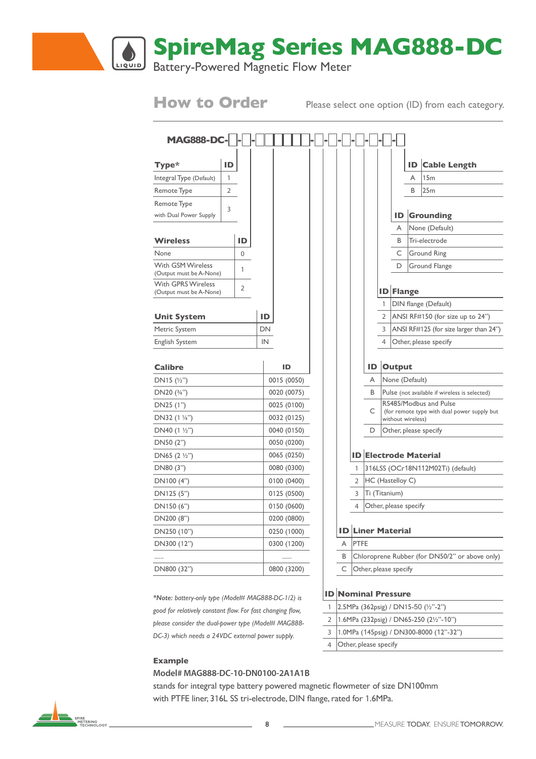# SpireMag Series MAG888-DC

Battery-Powered Magnetic Flow Meter

## How to Order

Please select one option (ID) from each category.

MAG888-DC-□-□-□□□□□□-□-□-□-□-□-□-□

| Type* | ID |
|---|---|
| Integral Type (Default) | 1 |
| Remote Type | 2 |
| Remote Type with Dual Power Supply | 3 |

| Wireless | ID |
|---|---|
| None | 0 |
| With GSM Wireless (Output must be A-None) | 1 |
| With GPRS Wireless (Output must be A-None) | 2 |

| Unit System | ID |
|---|---|
| Metric System | DN |
| English System | IN |

| Calibre | ID |
|---|---|
| DN15 (½") | 0015 (0050) |
| DN20 (¾") | 0020 (0075) |
| DN25 (1") | 0025 (0100) |
| DN32 (1 ¼") | 0032 (0125) |
| DN40 (1 ½") | 0040 (0150) |
| DN50 (2") | 0050 (0200) |
| DN65 (2 ½") | 0065 (0250) |
| DN80 (3") | 0080 (0300) |
| DN100 (4") | 0100 (0400) |
| DN125 (5") | 0125 (0500) |
| DN150 (6") | 0150 (0600) |
| DN200 (8") | 0200 (0800) |
| DN250 (10") | 0250 (1000) |
| DN300 (12") | 0300 (1200) |
| ...... | ...... |
| DN800 (32") | 0800 (3200) |

| ID | Nominal Pressure |
|---|---|
| 1 | 2.5MPa (362psig) / DN15-50 (½"-2") |
| 2 | 1.6MPa (232psig) / DN65-250 (2½"-10") |
| 3 | 1.0MPa (145psig) / DN300-8000 (12"-32") |
| 4 | Other, please specify |

| ID | Liner Material |
|---|---|
| A | PTFE |
| B | Chloroprene Rubber (for DN50/2" or above only) |
| C | Other, please specify |

| ID | Electrode Material |
|---|---|
| 1 | 316LSS (OCr18N112M02Ti) (default) |
| 2 | HC (Hastelloy C) |
| 3 | Ti (Titanium) |
| 4 | Other, please specify |

| ID | Output |
|---|---|
| A | None (Default) |
| B | Pulse (not available if wireless is selected) |
| C | RS485/Modbus and Pulse (for remote type with dual power supply but without wireless) |
| D | Other, please specify |

| ID | Flange |
|---|---|
| 1 | DIN flange (Default) |
| 2 | ANSI RF#150 (for size up to 24") |
| 3 | ANSI RF#125 (for size larger than 24") |
| 4 | Other, please specify |

| ID | Grounding |
|---|---|
| A | None (Default) |
| B | Tri-electrode |
| C | Ground Ring |
| D | Ground Flange |

| ID | Cable Length |
|---|---|
| A | 15m |
| B | 25m |

*\*Note: battery-only type (Model# MAG888-DC-1/2) is good for relatively constant flow. For fast changing flow, please consider the dual-power type (Model# MAG888-DC-3) which needs a 24VDC external power supply.*

**Example**

**Model# MAG888-DC-10-DN0100-2A1A1B**

stands for integral type battery powered magnetic flowmeter of size DN100mm with PTFE liner, 316L SS tri-electrode, DIN flange, rated for 1.6MPa.

MEASURE TODAY. ENSURE TOMORROW.